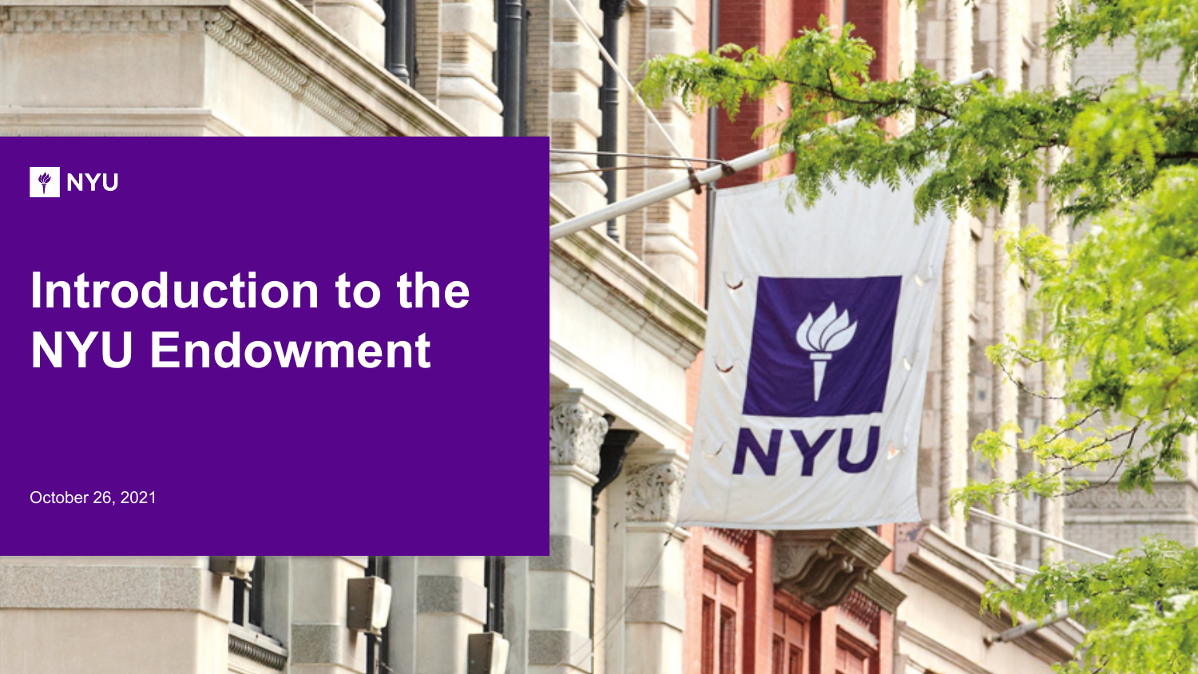NYU

# Introduction to the NYU Endowment

October 26, 2021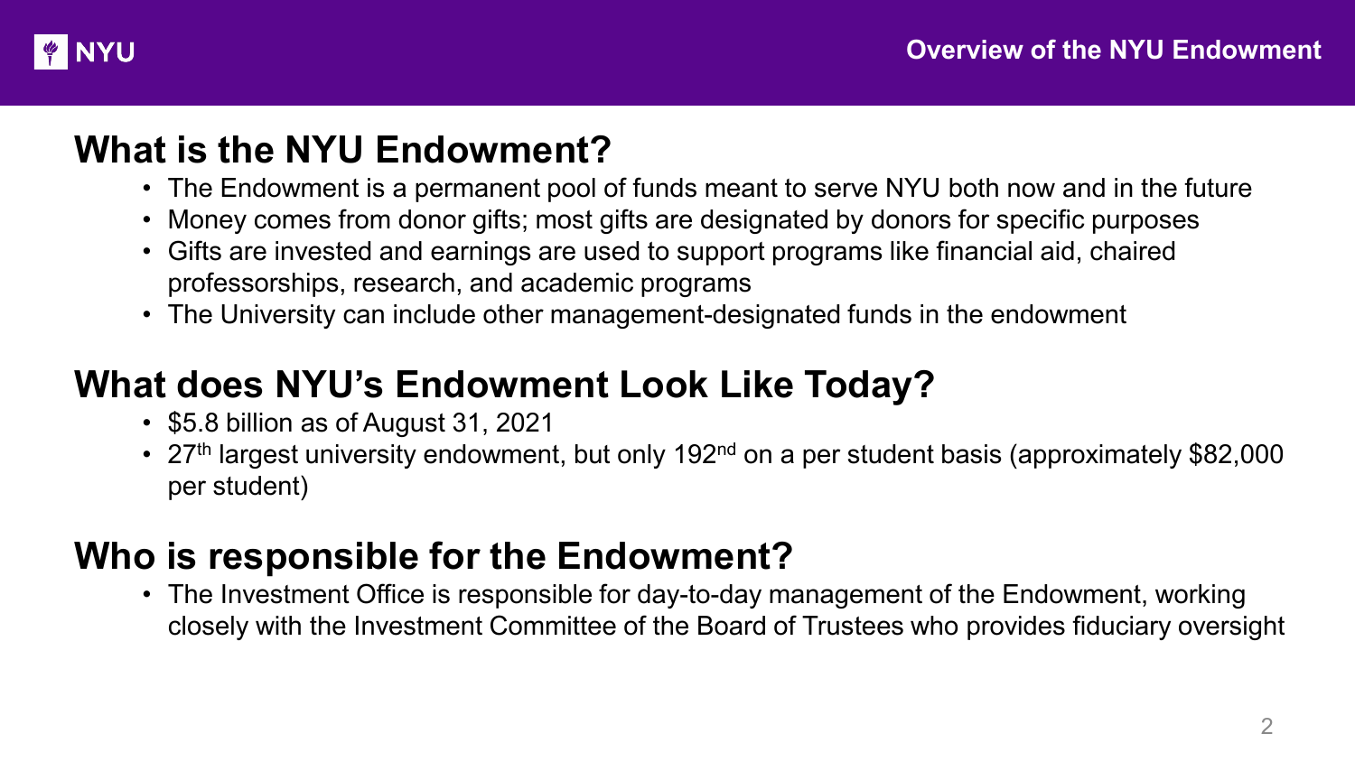# What is the NYU Endowment?

- The Endowment is a permanent pool of funds meant to serve NYU both now and in the future
- Money comes from donor gifts; most gifts are designated by donors for specific purposes
- Gifts are invested and earnings are used to support programs like financial aid, chaired professorships, research, and academic programs
- The University can include other management-designated funds in the endowment

# What does NYU's Endowment Look Like Today?

- $5.8 billion as of August 31, 2021
- 27th largest university endowment, but only 192nd on a per student basis (approximately $82,000 per student)

# Who is responsible for the Endowment?

- The Investment Office is responsible for day-to-day management of the Endowment, working closely with the Investment Committee of the Board of Trustees who provides fiduciary oversight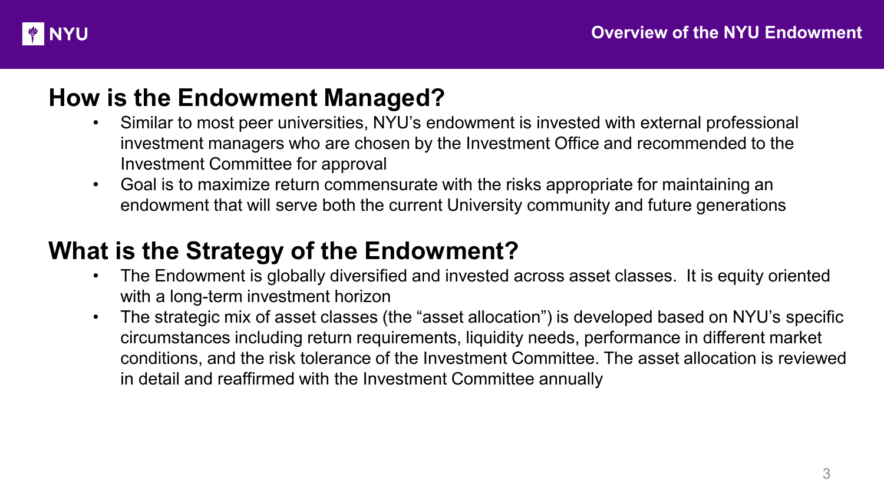## How is the Endowment Managed?

- Similar to most peer universities, NYU's endowment is invested with external professional investment managers who are chosen by the Investment Office and recommended to the Investment Committee for approval
- Goal is to maximize return commensurate with the risks appropriate for maintaining an endowment that will serve both the current University community and future generations

## What is the Strategy of the Endowment?

- The Endowment is globally diversified and invested across asset classes. It is equity oriented with a long-term investment horizon
- The strategic mix of asset classes (the "asset allocation") is developed based on NYU's specific circumstances including return requirements, liquidity needs, performance in different market conditions, and the risk tolerance of the Investment Committee. The asset allocation is reviewed in detail and reaffirmed with the Investment Committee annually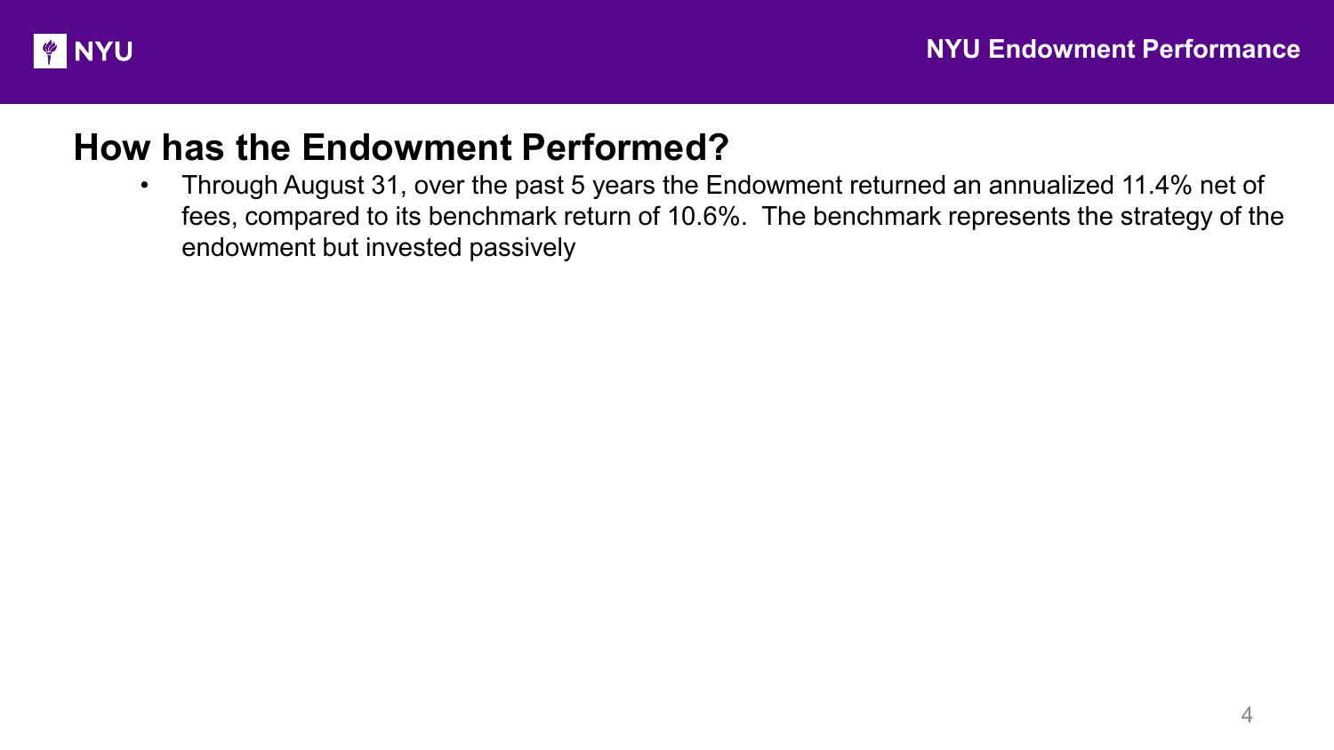## How has the Endowment Performed?

- Through August 31, over the past 5 years the Endowment returned an annualized 11.4% net of fees, compared to its benchmark return of 10.6%. The benchmark represents the strategy of the endowment but invested passively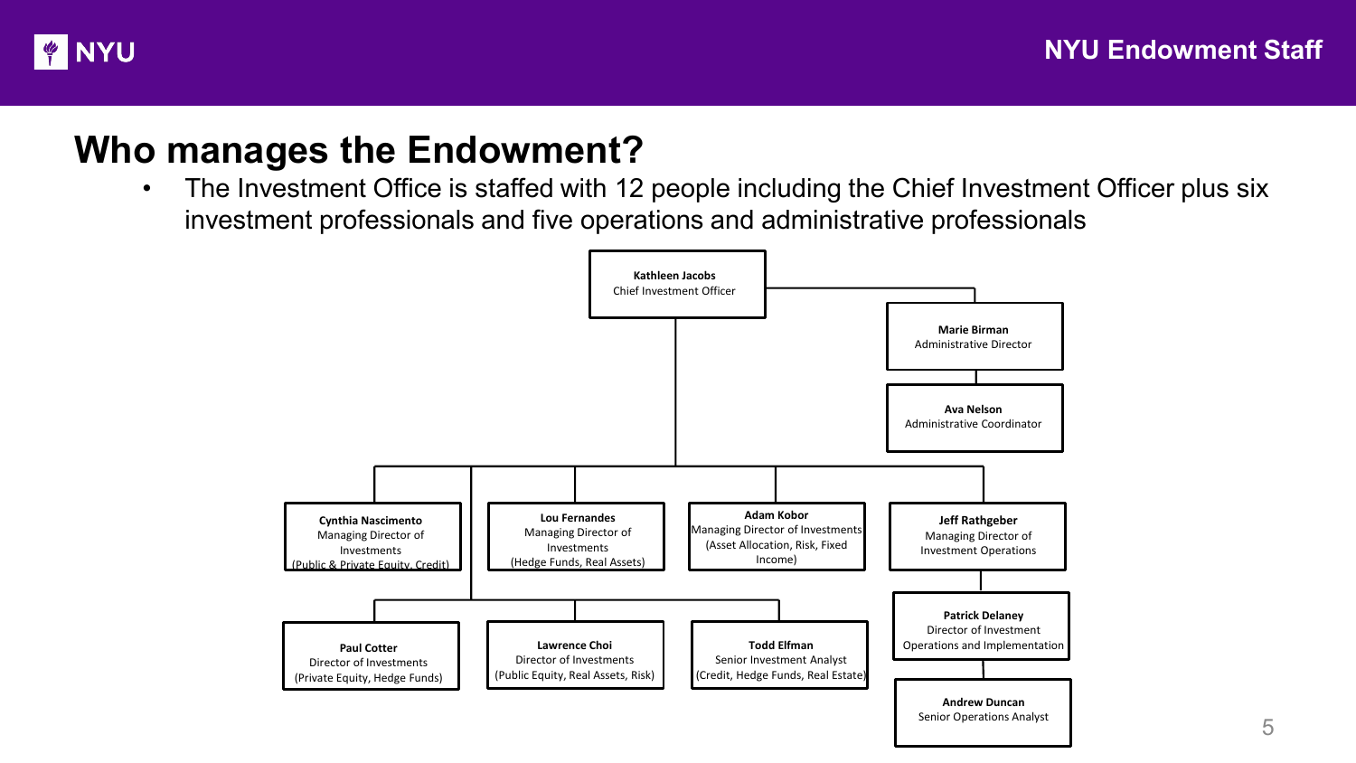## Who manages the Endowment?

- The Investment Office is staffed with 12 people including the Chief Investment Officer plus six investment professionals and five operations and administrative professionals

**Kathleen Jacobs**
Chief Investment Officer

**Marie Birman**
Administrative Director

**Ava Nelson**
Administrative Coordinator

**Cynthia Nascimento**
Managing Director of Investments
(Public & Private Equity, Credit)

**Lou Fernandes**
Managing Director of Investments
(Hedge Funds, Real Assets)

**Adam Kobor**
Managing Director of Investments
(Asset Allocation, Risk, Fixed Income)

**Jeff Rathgeber**
Managing Director of Investment Operations

**Paul Cotter**
Director of Investments
(Private Equity, Hedge Funds)

**Lawrence Choi**
Director of Investments
(Public Equity, Real Assets, Risk)

**Todd Elfman**
Senior Investment Analyst
(Credit, Hedge Funds, Real Estate)

**Patrick Delaney**
Director of Investment Operations and Implementation

**Andrew Duncan**
Senior Operations Analyst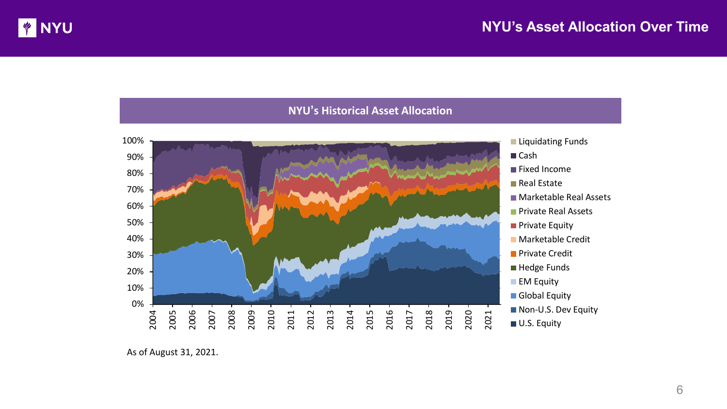# NYU's Asset Allocation Over Time

## NYU's Historical Asset Allocation

As of August 31, 2021.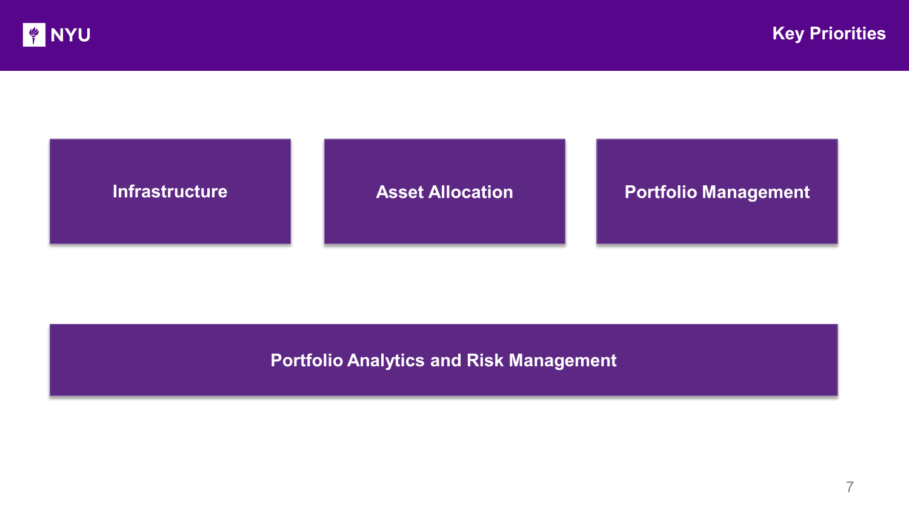# Key Priorities

- Infrastructure
- Asset Allocation
- Portfolio Management
- Portfolio Analytics and Risk Management